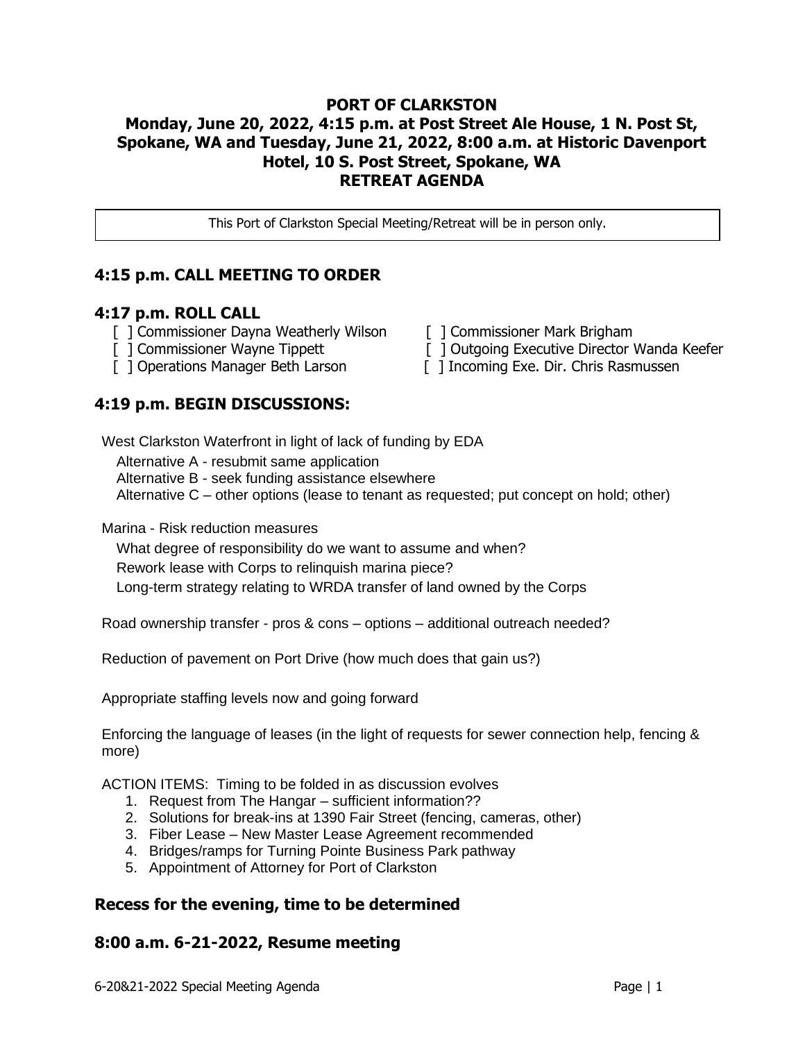# PORT OF CLARKSTON

## Monday, June 20, 2022, 4:15 p.m. at Post Street Ale House, 1 N. Post St, Spokane, WA and Tuesday, June 21, 2022, 8:00 a.m. at Historic Davenport Hotel, 10 S. Post Street, Spokane, WA

## RETREAT AGENDA

This Port of Clarkston Special Meeting/Retreat will be in person only.

### 4:15 p.m. CALL MEETING TO ORDER

### 4:17 p.m. ROLL CALL

- [ ] Commissioner Dayna Weatherly Wilson
- [ ] Commissioner Mark Brigham
- [ ] Commissioner Wayne Tippett
- [ ] Outgoing Executive Director Wanda Keefer
- [ ] Operations Manager Beth Larson
- [ ] Incoming Exe. Dir. Chris Rasmussen

### 4:19 p.m. BEGIN DISCUSSIONS:

West Clarkston Waterfront in light of lack of funding by EDA

Alternative A - resubmit same application
Alternative B - seek funding assistance elsewhere
Alternative C – other options (lease to tenant as requested; put concept on hold; other)

Marina - Risk reduction measures

What degree of responsibility do we want to assume and when?
Rework lease with Corps to relinquish marina piece?
Long-term strategy relating to WRDA transfer of land owned by the Corps

Road ownership transfer - pros & cons – options – additional outreach needed?

Reduction of pavement on Port Drive (how much does that gain us?)

Appropriate staffing levels now and going forward

Enforcing the language of leases (in the light of requests for sewer connection help, fencing & more)

ACTION ITEMS: Timing to be folded in as discussion evolves

1. Request from The Hangar – sufficient information??
2. Solutions for break-ins at 1390 Fair Street (fencing, cameras, other)
3. Fiber Lease – New Master Lease Agreement recommended
4. Bridges/ramps for Turning Pointe Business Park pathway
5. Appointment of Attorney for Port of Clarkston

### Recess for the evening, time to be determined

### 8:00 a.m. 6-21-2022, Resume meeting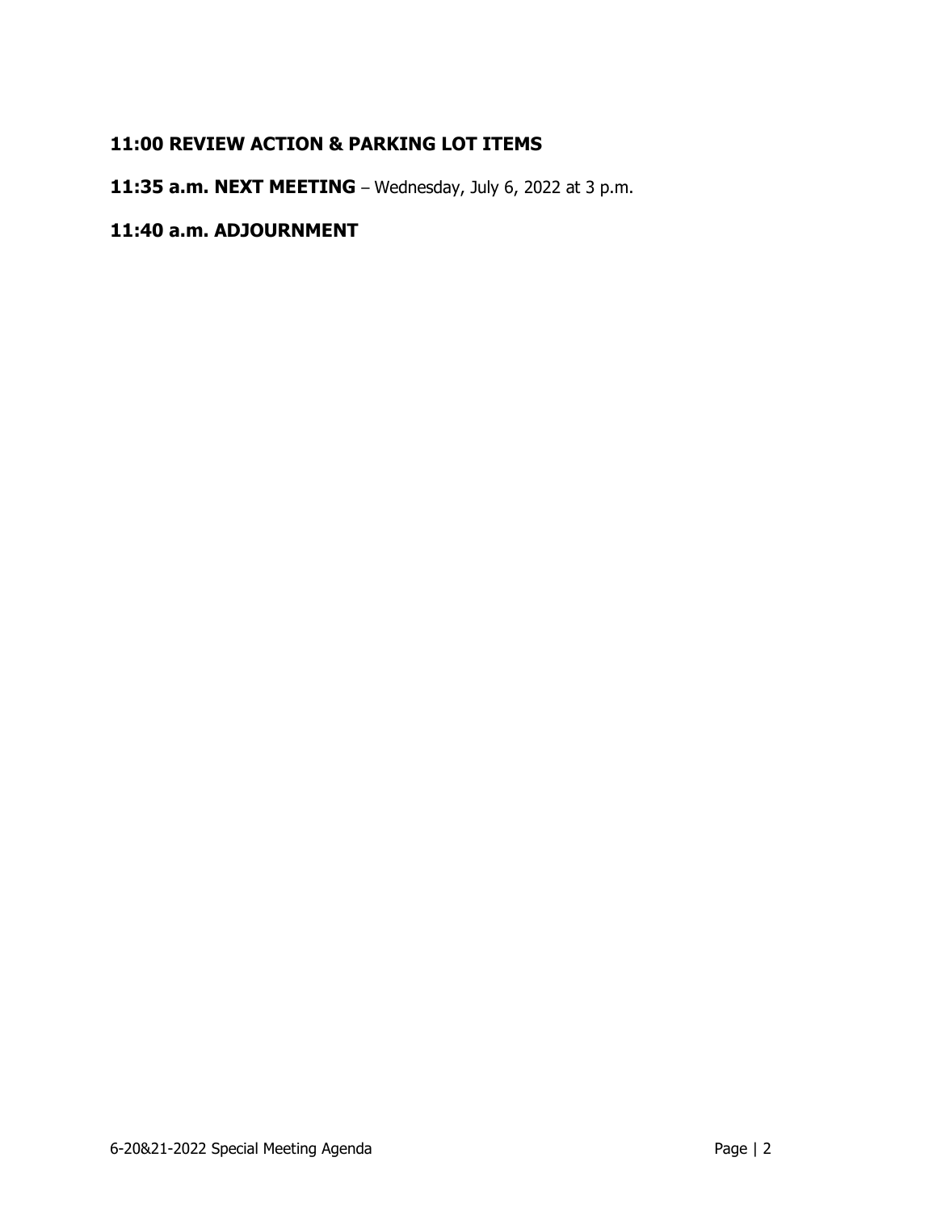**11:00 REVIEW ACTION & PARKING LOT ITEMS**

**11:35 a.m. NEXT MEETING** – Wednesday, July 6, 2022 at 3 p.m.

**11:40 a.m. ADJOURNMENT**